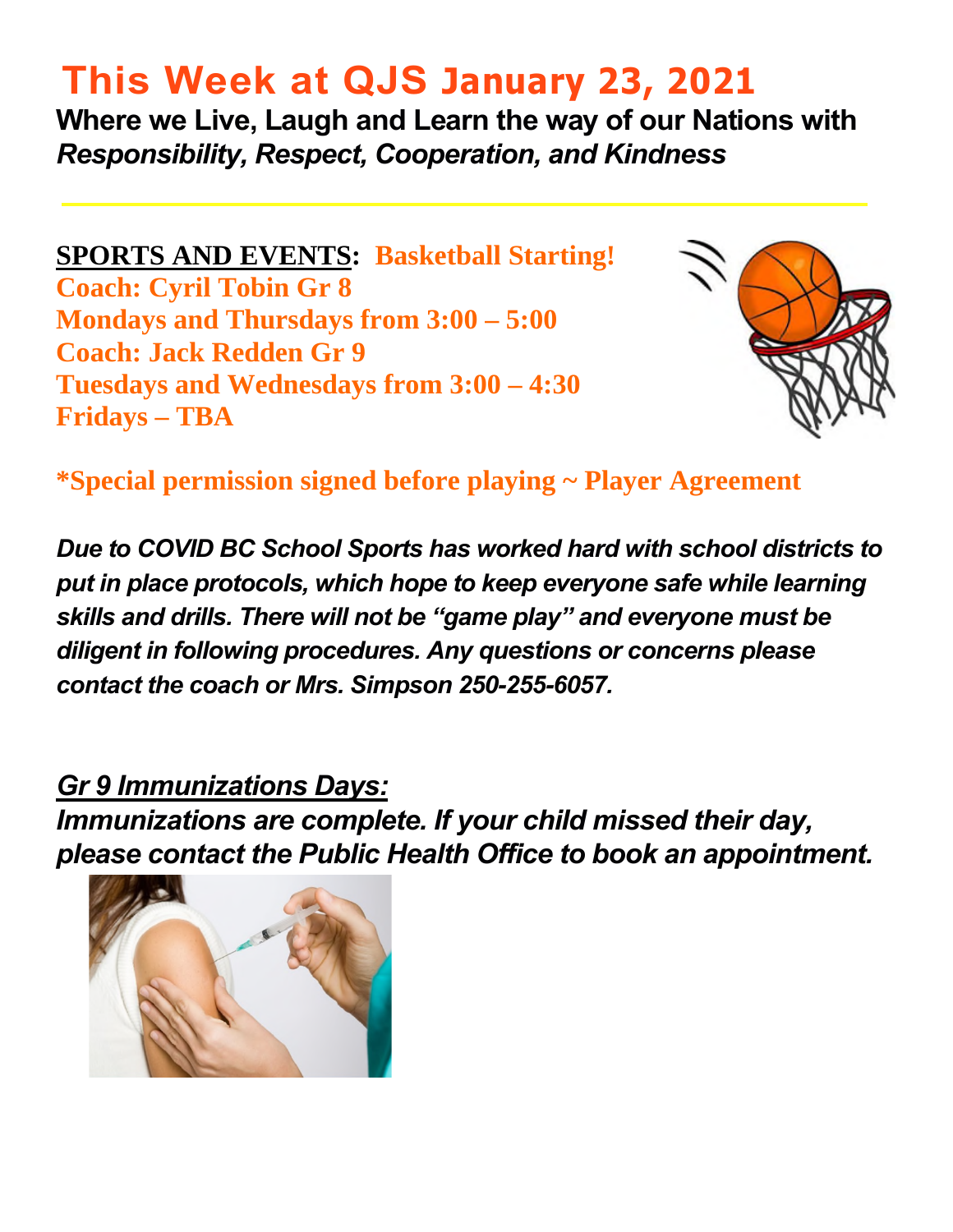# This Week at QJS January 23, 2021

**Where we Live, Laugh and Learn the way of our Nations with *Responsibility, Respect, Cooperation, and Kindness***

**SPORTS AND EVENTS: Basketball Starting!**

**Coach: Cyril Tobin Gr 8**

**Mondays and Thursdays from 3:00 – 5:00**

**Coach: Jack Redden Gr 9**

**Tuesdays and Wednesdays from 3:00 – 4:30**

**Fridays – TBA**

**\*Special permission signed before playing ~ Player Agreement**

***Due to COVID BC School Sports has worked hard with school districts to put in place protocols, which hope to keep everyone safe while learning skills and drills. There will not be "game play" and everyone must be diligent in following procedures. Any questions or concerns please contact the coach or Mrs. Simpson 250-255-6057.***

***Gr 9 Immunizations Days:***

***Immunizations are complete. If your child missed their day, please contact the Public Health Office to book an appointment.***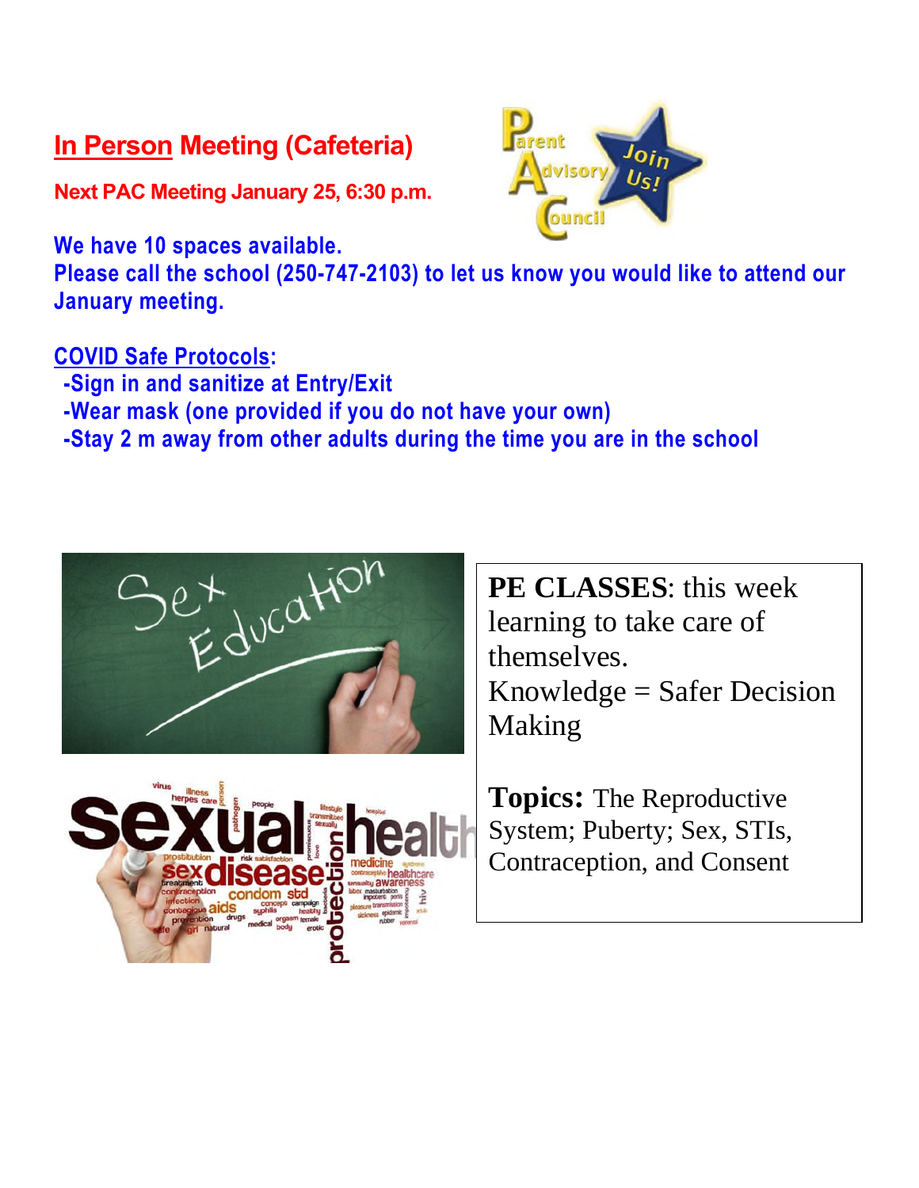## In Person Meeting (Cafeteria)

**Next PAC Meeting January 25, 6:30 p.m.**

**We have 10 spaces available.**
**Please call the school (250-747-2103) to let us know you would like to attend our January meeting.**

**COVID Safe Protocols:**

- Sign in and sanitize at Entry/Exit
- Wear mask (one provided if you do not have your own)
- Stay 2 m away from other adults during the time you are in the school

**PE CLASSES**: this week learning to take care of themselves.
Knowledge = Safer Decision Making

**Topics:** The Reproductive System; Puberty; Sex, STIs, Contraception, and Consent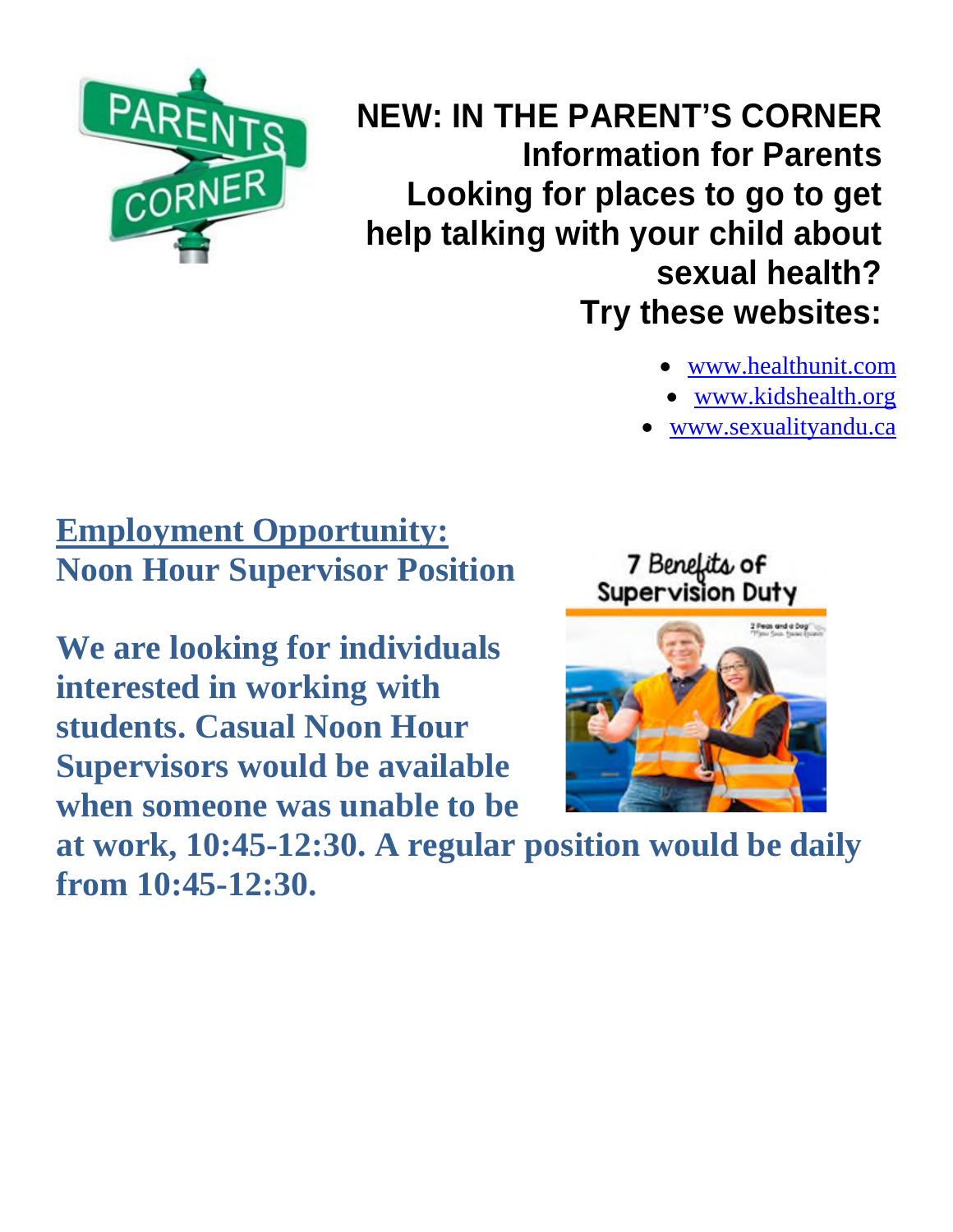**NEW: IN THE PARENT'S CORNER**
**Information for Parents**
**Looking for places to go to get help talking with your child about sexual health?**
**Try these websites:**

- www.healthunit.com
- www.kidshealth.org
- www.sexualityandu.ca

## Employment Opportunity:

**Noon Hour Supervisor Position**

**We are looking for individuals interested in working with students. Casual Noon Hour Supervisors would be available when someone was unable to be at work, 10:45-12:30. A regular position would be daily from 10:45-12:30.**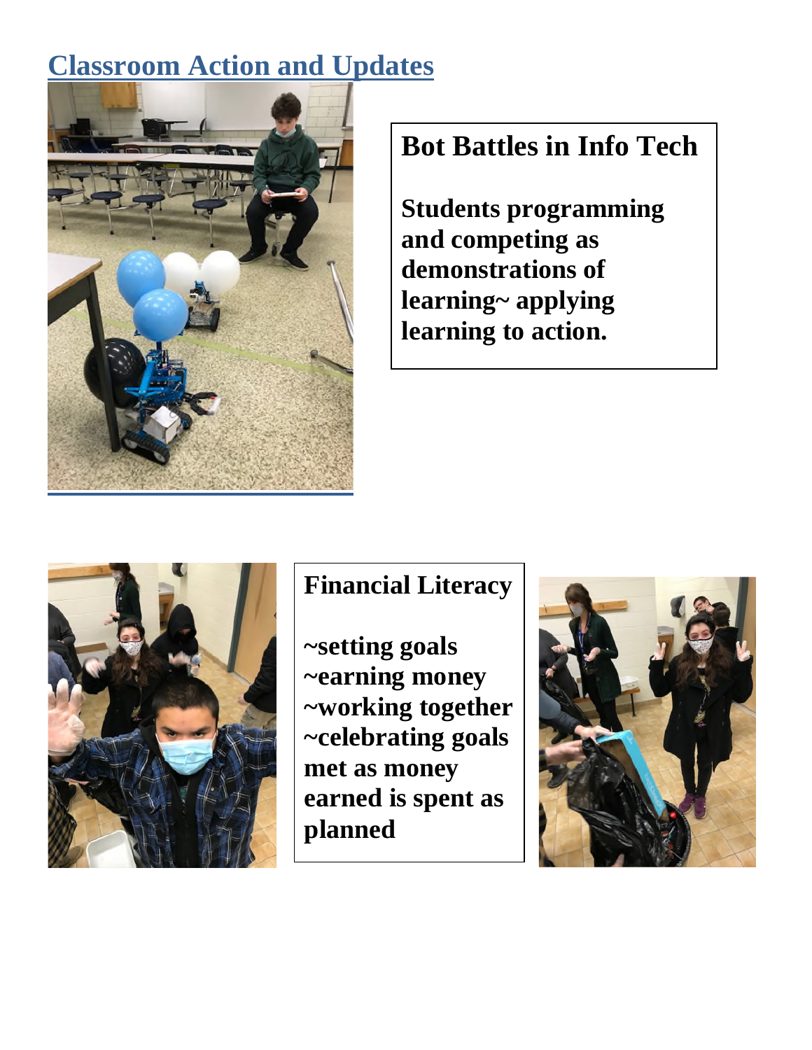## Classroom Action and Updates

**Bot Battles in Info Tech**

**Students programming and competing as demonstrations of learning~ applying learning to action.**

**Financial Literacy**

**~setting goals**
**~earning money**
**~working together**
**~celebrating goals met as money earned is spent as planned**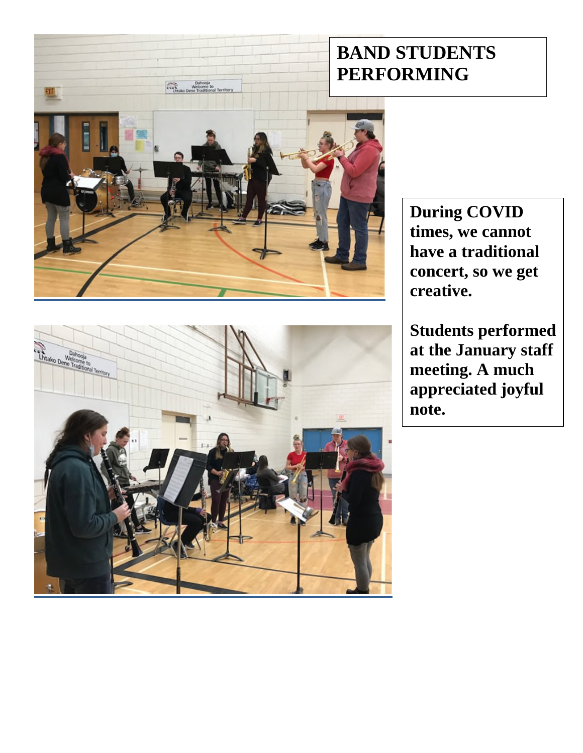# BAND STUDENTS PERFORMING

**During COVID times, we cannot have a traditional concert, so we get creative.**

**Students performed at the January staff meeting. A much appreciated joyful note.**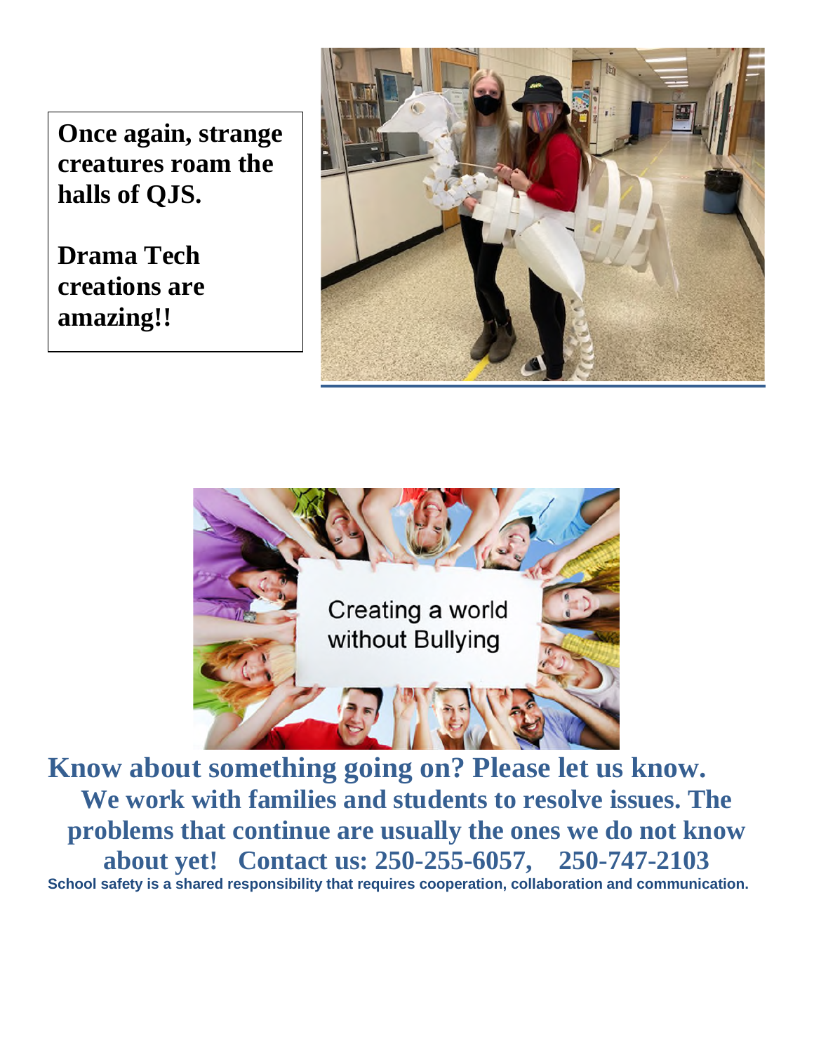**Once again, strange creatures roam the halls of QJS.**

**Drama Tech creations are amazing!!**

**Know about something going on? Please let us know.**

**We work with families and students to resolve issues. The problems that continue are usually the ones we do not know about yet! Contact us: 250-255-6057, 250-747-2103**

**School safety is a shared responsibility that requires cooperation, collaboration and communication.**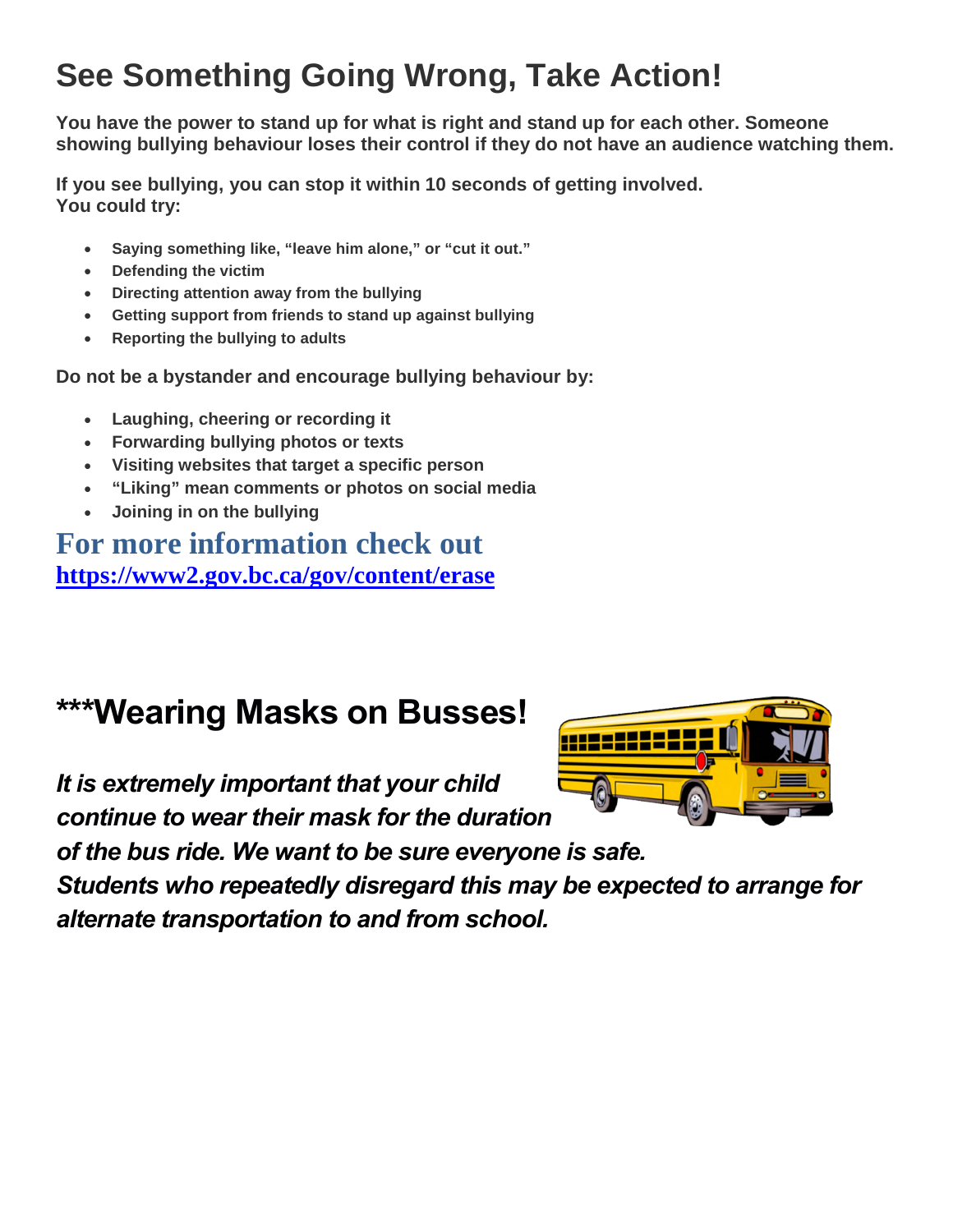# See Something Going Wrong, Take Action!

**You have the power to stand up for what is right and stand up for each other. Someone showing bullying behaviour loses their control if they do not have an audience watching them.**

**If you see bullying, you can stop it within 10 seconds of getting involved.**
**You could try:**

- **Saying something like, "leave him alone," or "cut it out."**
- **Defending the victim**
- **Directing attention away from the bullying**
- **Getting support from friends to stand up against bullying**
- **Reporting the bullying to adults**

**Do not be a bystander and encourage bullying behaviour by:**

- **Laughing, cheering or recording it**
- **Forwarding bullying photos or texts**
- **Visiting websites that target a specific person**
- **"Liking" mean comments or photos on social media**
- **Joining in on the bullying**

## For more information check out

**[https://www2.gov.bc.ca/gov/content/erase](https://www2.gov.bc.ca/gov/content/erase)**

# ***Wearing Masks on Busses!

***It is extremely important that your child continue to wear their mask for the duration of the bus ride. We want to be sure everyone is safe. Students who repeatedly disregard this may be expected to arrange for alternate transportation to and from school.***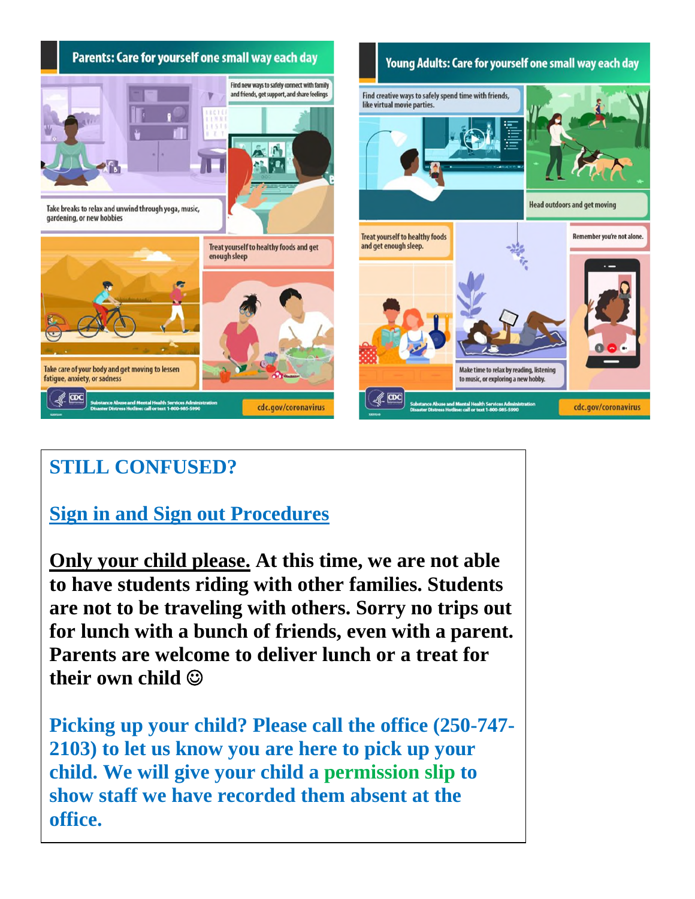## Parents: Care for yourself one small way each day

Find new ways to safely connect with family and friends, get support, and share feelings

Take breaks to relax and unwind through yoga, music, gardening, or new hobbies

Treat yourself to healthy foods and get enough sleep

Take care of your body and get moving to lessen fatigue, anxiety, or sadness

Substance Abuse and Mental Health Services Administration
Disaster Distress Hotline: call or text 1-800-985-5990

cdc.gov/coronavirus

## Young Adults: Care for yourself one small way each day

Find creative ways to safely spend time with friends, like virtual movie parties.

Head outdoors and get moving

Treat yourself to healthy foods and get enough sleep.

Remember you're not alone.

Make time to relax by reading, listening to music, or exploring a new hobby.

Substance Abuse and Mental Health Services Administration
Disaster Distress Hotline: call or text 1-800-985-5990

cdc.gov/coronavirus

## STILL CONFUSED?

## Sign in and Sign out Procedures

**Only your child please. At this time, we are not able to have students riding with other families. Students are not to be traveling with others. Sorry no trips out for lunch with a bunch of friends, even with a parent. Parents are welcome to deliver lunch or a treat for their own child ☺**

**Picking up your child? Please call the office (250-747-2103) to let us know you are here to pick up your child. We will give your child a permission slip to show staff we have recorded them absent at the office.**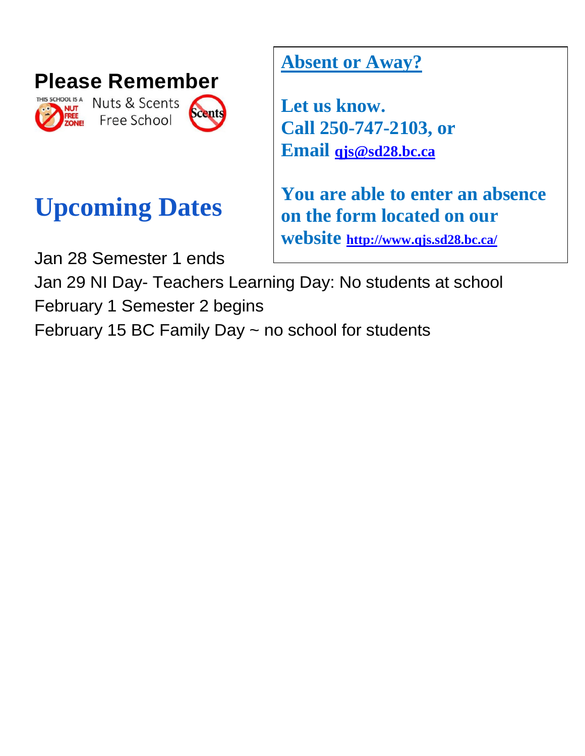## Please Remember

THIS SCHOOL IS A NUT FREE ZONE! Nuts & Scents Free School Scents

# Upcoming Dates

Jan 28 Semester 1 ends

Jan 29 NI Day- Teachers Learning Day: No students at school

February 1 Semester 2 begins

February 15 BC Family Day ~ no school for students

## Absent or Away?

**Let us know.**
**Call 250-747-2103, or**
**Email qjs@sd28.bc.ca**

**You are able to enter an absence on the form located on our website http://www.qjs.sd28.bc.ca/**